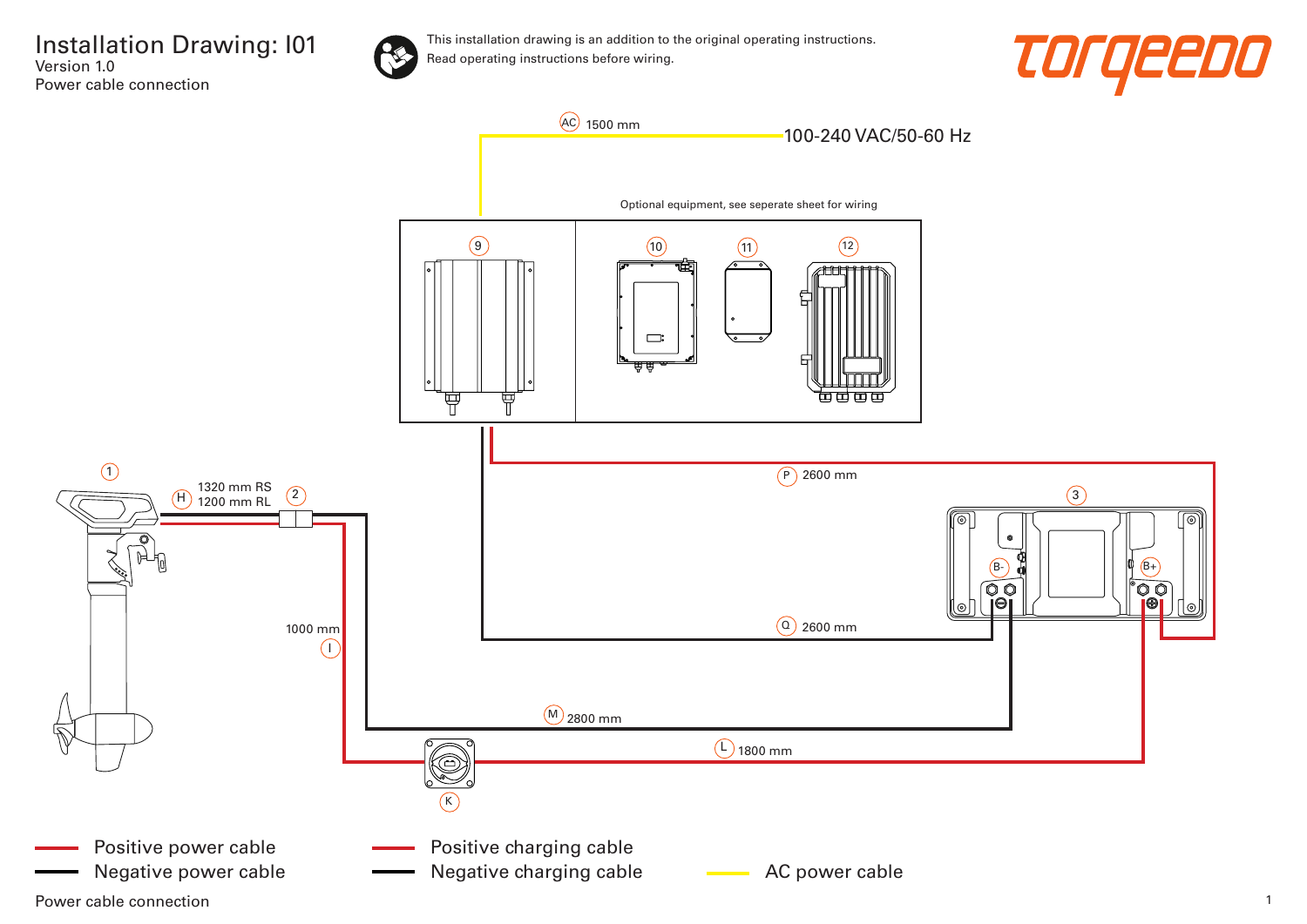# Installation Drawing: I01

Version 1.0

Power cable connection

This installation drawing is an addition to the original operating instructions.
Read operating instructions before wiring.

torqeedo

AC 1500 mm

100-240 VAC/50-60 Hz

Optional equipment, see seperate sheet for wiring

9

10

11

12

1

H 1320 mm RS
1200 mm RL

2

P 2600 mm

3

B-

B+

1000 mm
I

Q 2600 mm

M 2800 mm

L 1800 mm

K

- Positive power cable
- Negative power cable
- Positive charging cable
- Negative charging cable
- AC power cable

Power cable connection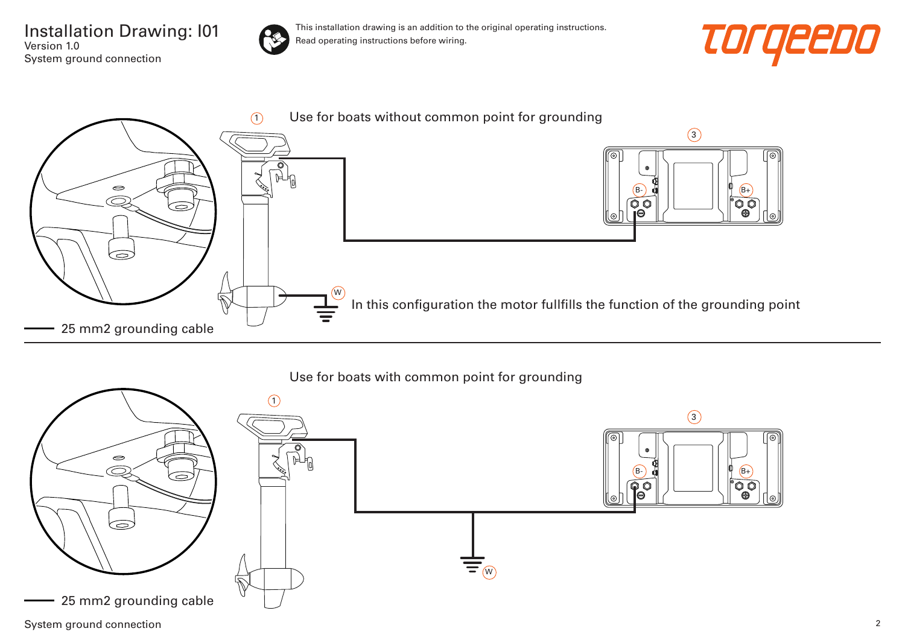# Installation Drawing: I01

Version 1.0

System ground connection

This installation drawing is an addition to the original operating instructions. Read operating instructions before wiring.

torqeedo

1 Use for boats without common point for grounding

3

B-

B+

W

In this configuration the motor fullfills the function of the grounding point

25 mm2 grounding cable

Use for boats with common point for grounding

1

3

B-

B+

W

25 mm2 grounding cable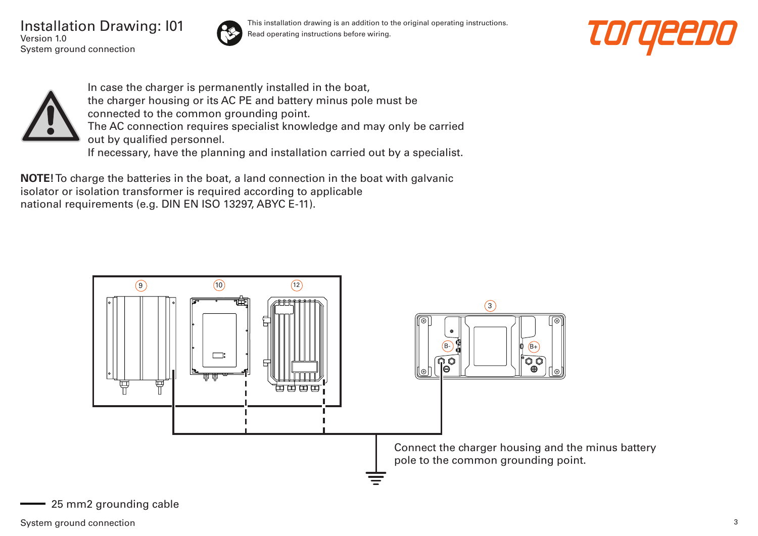# Installation Drawing: I01

Version 1.0

System ground connection

This installation drawing is an addition to the original operating instructions.
Read operating instructions before wiring.

In case the charger is permanently installed in the boat, the charger housing or its AC PE and battery minus pole must be connected to the common grounding point.
The AC connection requires specialist knowledge and may only be carried out by qualified personnel.
If necessary, have the planning and installation carried out by a specialist.

**NOTE!** To charge the batteries in the boat, a land connection in the boat with galvanic isolator or isolation transformer is required according to applicable national requirements (e.g. DIN EN ISO 13297, ABYC E-11).

9 10 12 3

B- B+

Connect the charger housing and the minus battery pole to the common grounding point.

25 mm2 grounding cable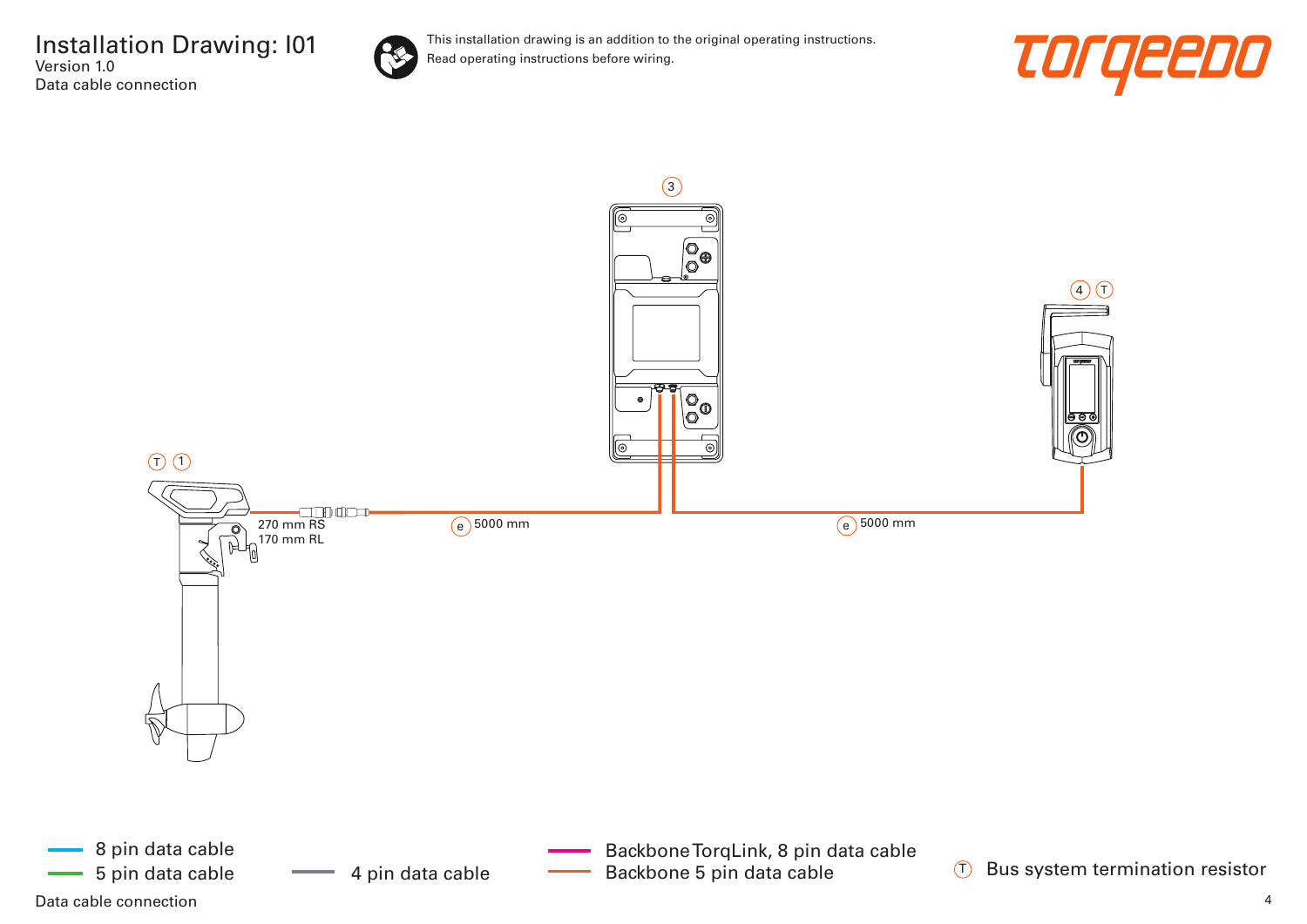# Installation Drawing: I01

Version 1.0

Data cable connection

This installation drawing is an addition to the original operating instructions.
Read operating instructions before wiring.

torqeedo

3

4 T

T 1

270 mm RS
170 mm RL

e 5000 mm

e 5000 mm

- 8 pin data cable
- 5 pin data cable
- 4 pin data cable
- Backbone TorqLink, 8 pin data cable
- Backbone 5 pin data cable
- T Bus system termination resistor

Data cable connection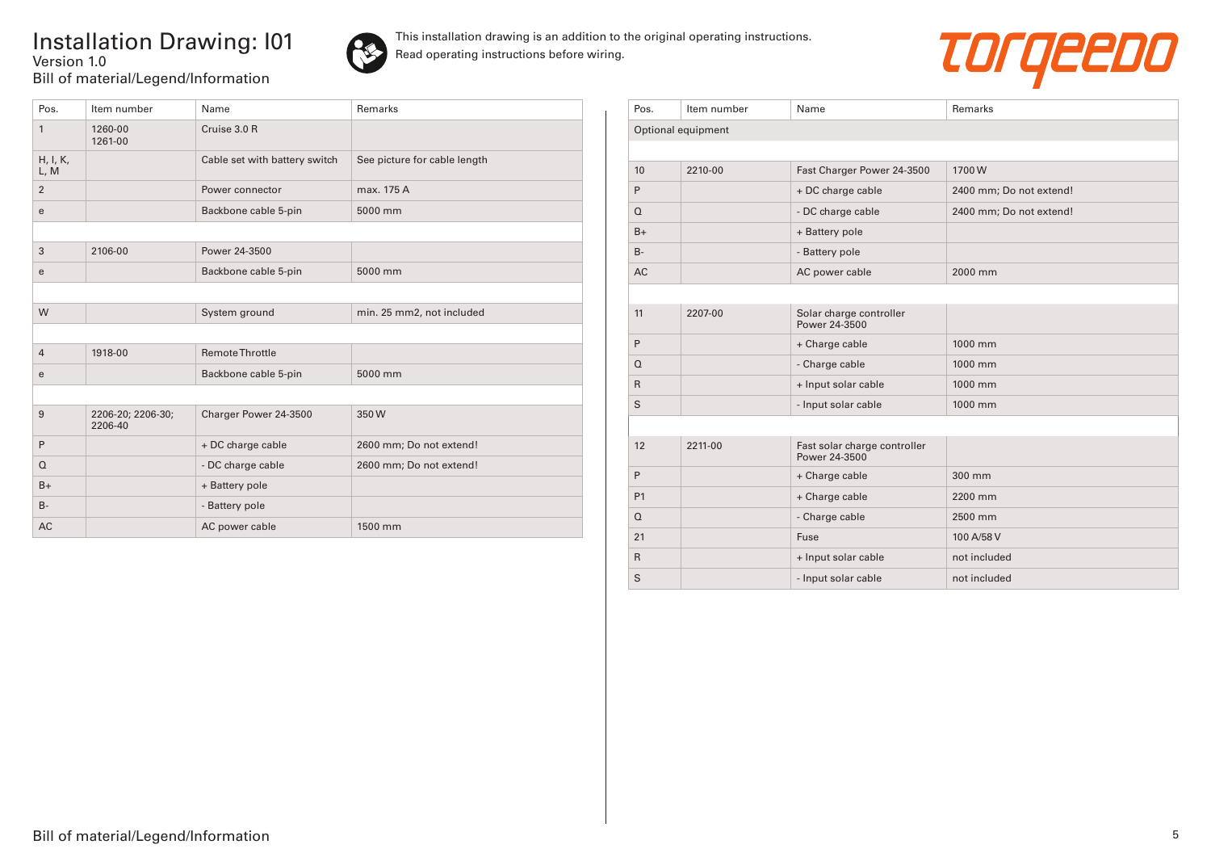# Installation Drawing: I01

Version 1.0

Bill of material/Legend/Information

This installation drawing is an addition to the original operating instructions.
Read operating instructions before wiring.

| Pos. | Item number | Name | Remarks |
|---|---|---|---|
| 1 | 1260-00<br>1261-00 | Cruise 3.0 R | |
| H, I, K, L, M | | Cable set with battery switch | See picture for cable length |
| 2 | | Power connector | max. 175 A |
| e | | Backbone cable 5-pin | 5000 mm |
| | | | |
| 3 | 2106-00 | Power 24-3500 | |
| e | | Backbone cable 5-pin | 5000 mm |
| | | | |
| W | | System ground | min. 25 mm2, not included |
| | | | |
| 4 | 1918-00 | Remote Throttle | |
| e | | Backbone cable 5-pin | 5000 mm |
| | | | |
| 9 | 2206-20; 2206-30; 2206-40 | Charger Power 24-3500 | 350 W |
| P | | + DC charge cable | 2600 mm; Do not extend! |
| Q | | - DC charge cable | 2600 mm; Do not extend! |
| B+ | | + Battery pole | |
| B- | | - Battery pole | |
| AC | | AC power cable | 1500 mm |

| Pos. | Item number | Name | Remarks |
|---|---|---|---|
| Optional equipment | | | |
| | | | |
| 10 | 2210-00 | Fast Charger Power 24-3500 | 1700 W |
| P | | + DC charge cable | 2400 mm; Do not extend! |
| Q | | - DC charge cable | 2400 mm; Do not extend! |
| B+ | | + Battery pole | |
| B- | | - Battery pole | |
| AC | | AC power cable | 2000 mm |
| | | | |
| 11 | 2207-00 | Solar charge controller Power 24-3500 | |
| P | | + Charge cable | 1000 mm |
| Q | | - Charge cable | 1000 mm |
| R | | + Input solar cable | 1000 mm |
| S | | - Input solar cable | 1000 mm |
| | | | |
| 12 | 2211-00 | Fast solar charge controller Power 24-3500 | |
| P | | + Charge cable | 300 mm |
| P1 | | + Charge cable | 2200 mm |
| Q | | - Charge cable | 2500 mm |
| 21 | | Fuse | 100 A/58 V |
| R | | + Input solar cable | not included |
| S | | - Input solar cable | not included |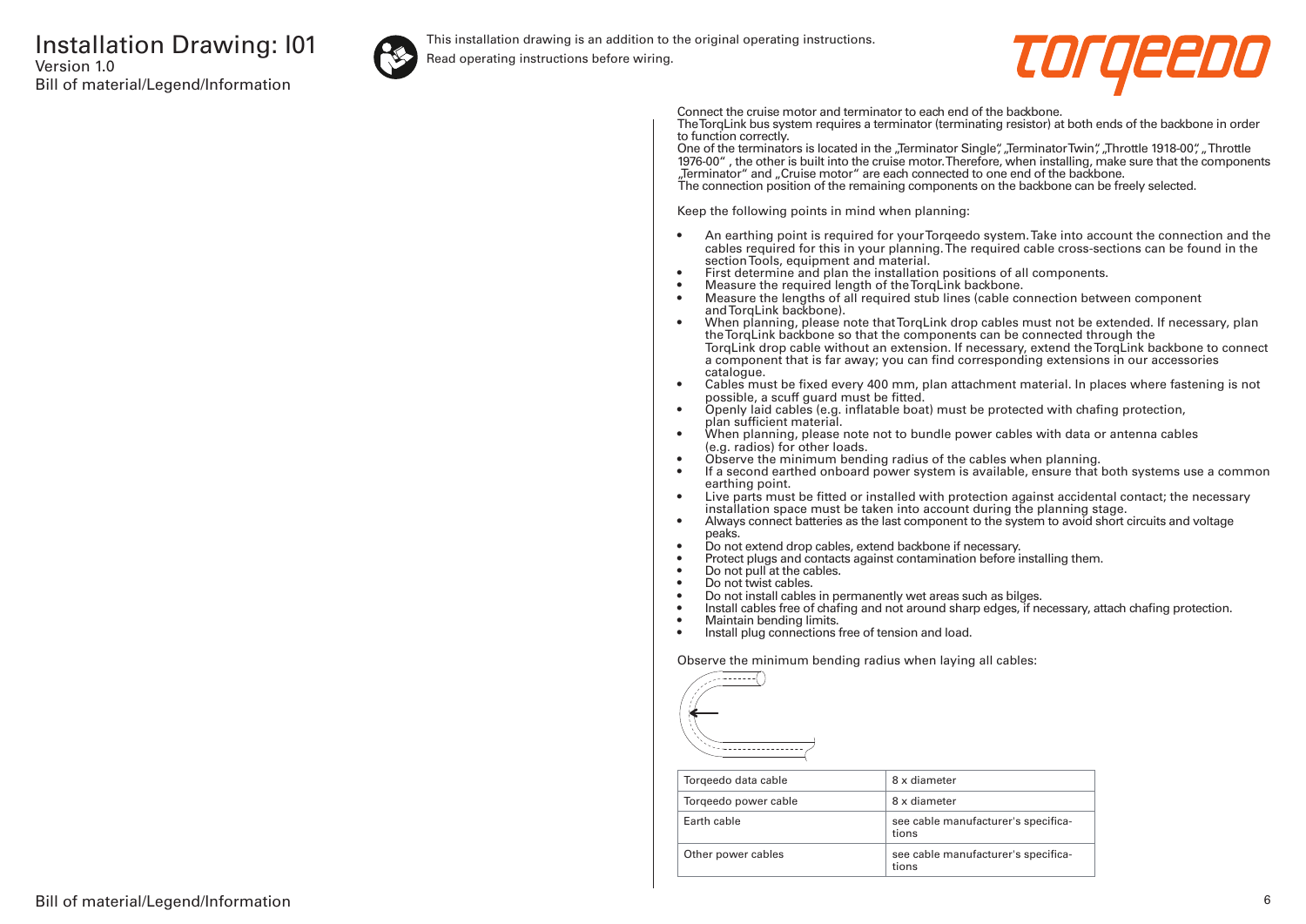# Installation Drawing: I01

Version 1.0

Bill of material/Legend/Information

This installation drawing is an addition to the original operating instructions.

Read operating instructions before wiring.

Connect the cruise motor and terminator to each end of the backbone.
The TorqLink bus system requires a terminator (terminating resistor) at both ends of the backbone in order to function correctly.
One of the terminators is located in the „Terminator Single", „Terminator Twin", „Throttle 1918-00", „Throttle 1976-00" , the other is built into the cruise motor. Therefore, when installing, make sure that the components „Terminator" and „Cruise motor" are each connected to one end of the backbone.
The connection position of the remaining components on the backbone can be freely selected.

Keep the following points in mind when planning:

- An earthing point is required for your Torqeedo system. Take into account the connection and the cables required for this in your planning. The required cable cross-sections can be found in the section Tools, equipment and material.
- First determine and plan the installation positions of all components.
- Measure the required length of the TorqLink backbone.
- Measure the lengths of all required stub lines (cable connection between component and TorqLink backbone).
- When planning, please note that TorqLink drop cables must not be extended. If necessary, plan the TorqLink backbone so that the components can be connected through the TorqLink drop cable without an extension. If necessary, extend the TorqLink backbone to connect a component that is far away; you can find corresponding extensions in our accessories catalogue.
- Cables must be fixed every 400 mm, plan attachment material. In places where fastening is not possible, a scuff guard must be fitted.
- Openly laid cables (e.g. inflatable boat) must be protected with chafing protection, plan sufficient material.
- When planning, please note not to bundle power cables with data or antenna cables (e.g. radios) for other loads.
- Observe the minimum bending radius of the cables when planning.
- If a second earthed onboard power system is available, ensure that both systems use a common earthing point.
- Live parts must be fitted or installed with protection against accidental contact; the necessary installation space must be taken into account during the planning stage.
- Always connect batteries as the last component to the system to avoid short circuits and voltage peaks.
- Do not extend drop cables, extend backbone if necessary.
- Protect plugs and contacts against contamination before installing them.
- Do not pull at the cables.
- Do not twist cables.
- Do not install cables in permanently wet areas such as bilges.
- Install cables free of chafing and not around sharp edges, if necessary, attach chafing protection.
- Maintain bending limits.
- Install plug connections free of tension and load.

Observe the minimum bending radius when laying all cables:

| Cable | Minimum bending radius |
|---|---|
| Torqeedo data cable | 8 x diameter |
| Torqeedo power cable | 8 x diameter |
| Earth cable | see cable manufacturer's specifications |
| Other power cables | see cable manufacturer's specifications |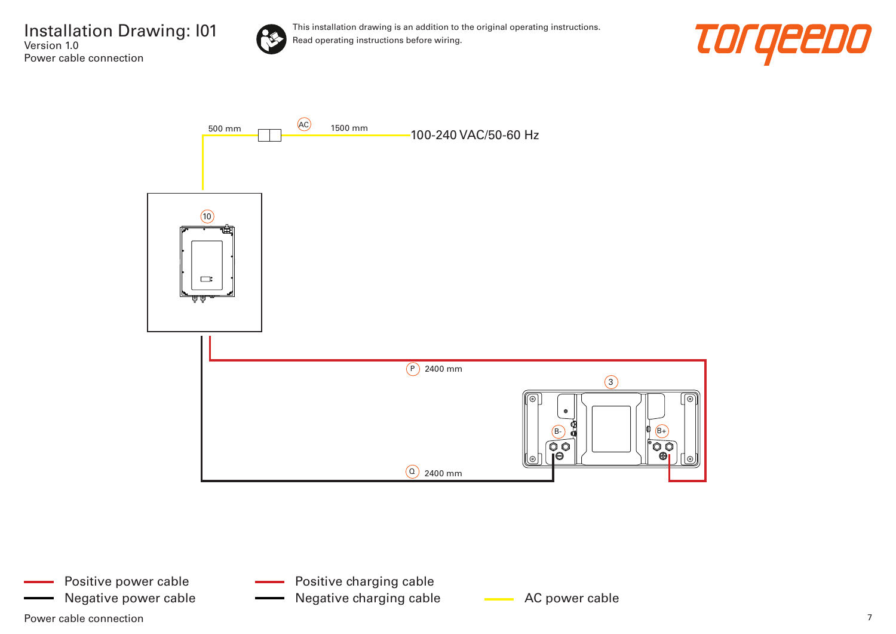# Installation Drawing: I01

Version 1.0

Power cable connection

This installation drawing is an addition to the original operating instructions.
Read operating instructions before wiring.

500 mm

AC

1500 mm

100-240 VAC/50-60 Hz

10

P 2400 mm

3

B-

B+

Q 2400 mm

- Positive power cable
- Negative power cable
- Positive charging cable
- Negative charging cable
- AC power cable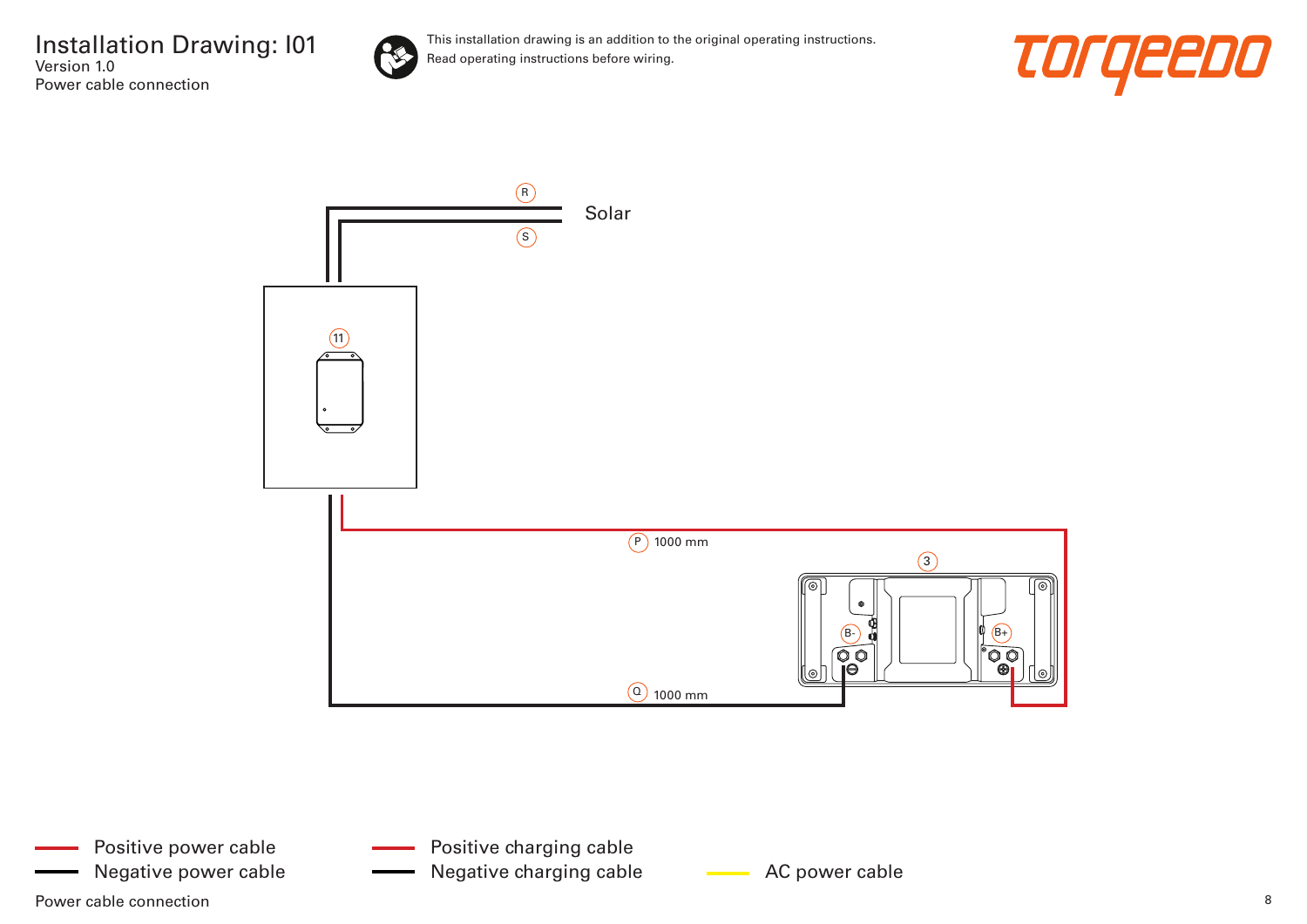# Installation Drawing: I01

Version 1.0

Power cable connection

This installation drawing is an addition to the original operating instructions.
Read operating instructions before wiring.

torqeedo

R

Solar

S

11

P 1000 mm

3

B-

B+

Q 1000 mm

Positive power cable

Negative power cable

Positive charging cable

Negative charging cable

AC power cable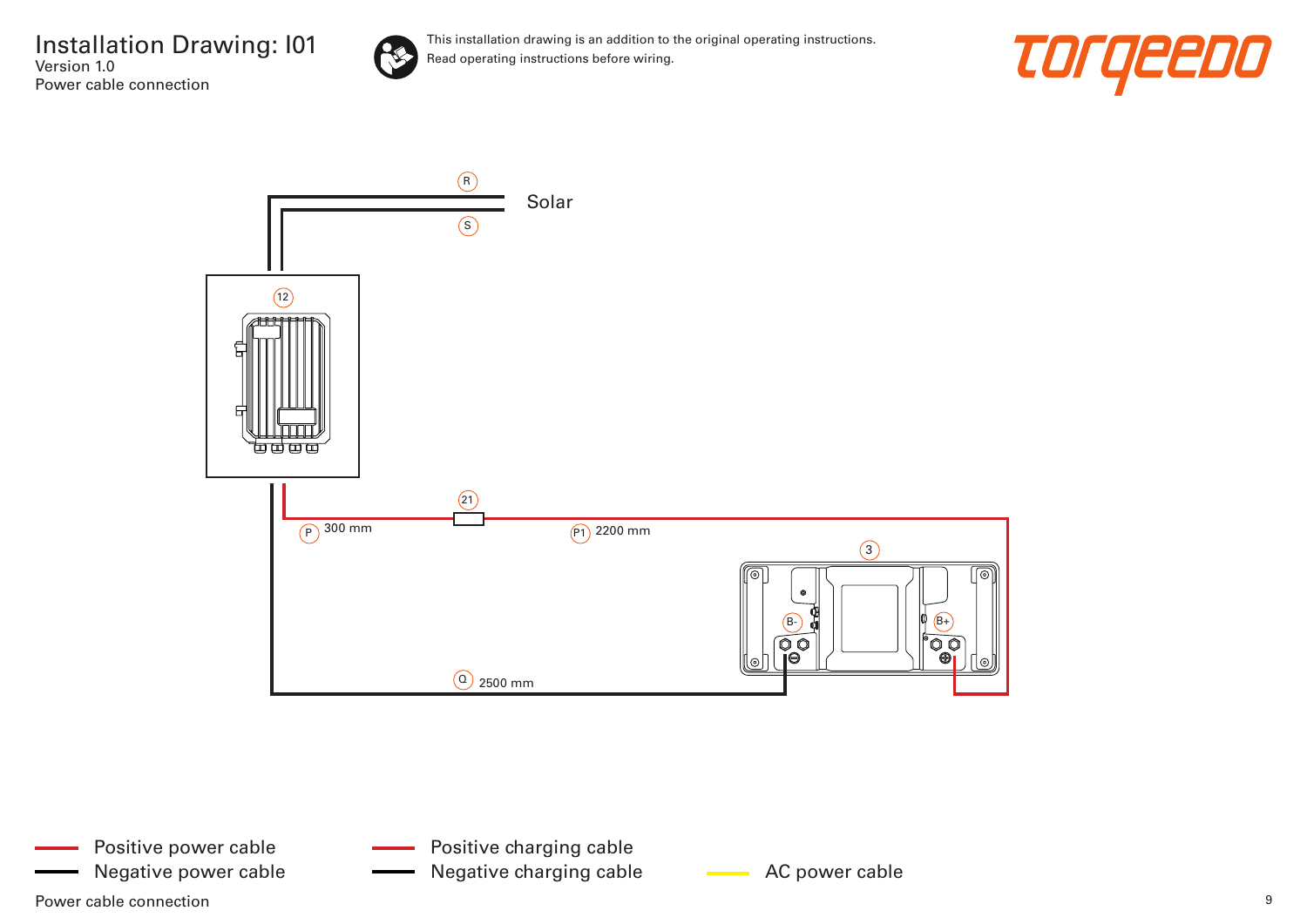# Installation Drawing: I01

Version 1.0

Power cable connection

This installation drawing is an addition to the original operating instructions.
Read operating instructions before wiring.

torqeedo

R

Solar

S

12

21

P 300 mm

P1 2200 mm

3

B-

B+

Q 2500 mm

Positive power cable

Negative power cable

Positive charging cable

Negative charging cable

AC power cable

Power cable connection